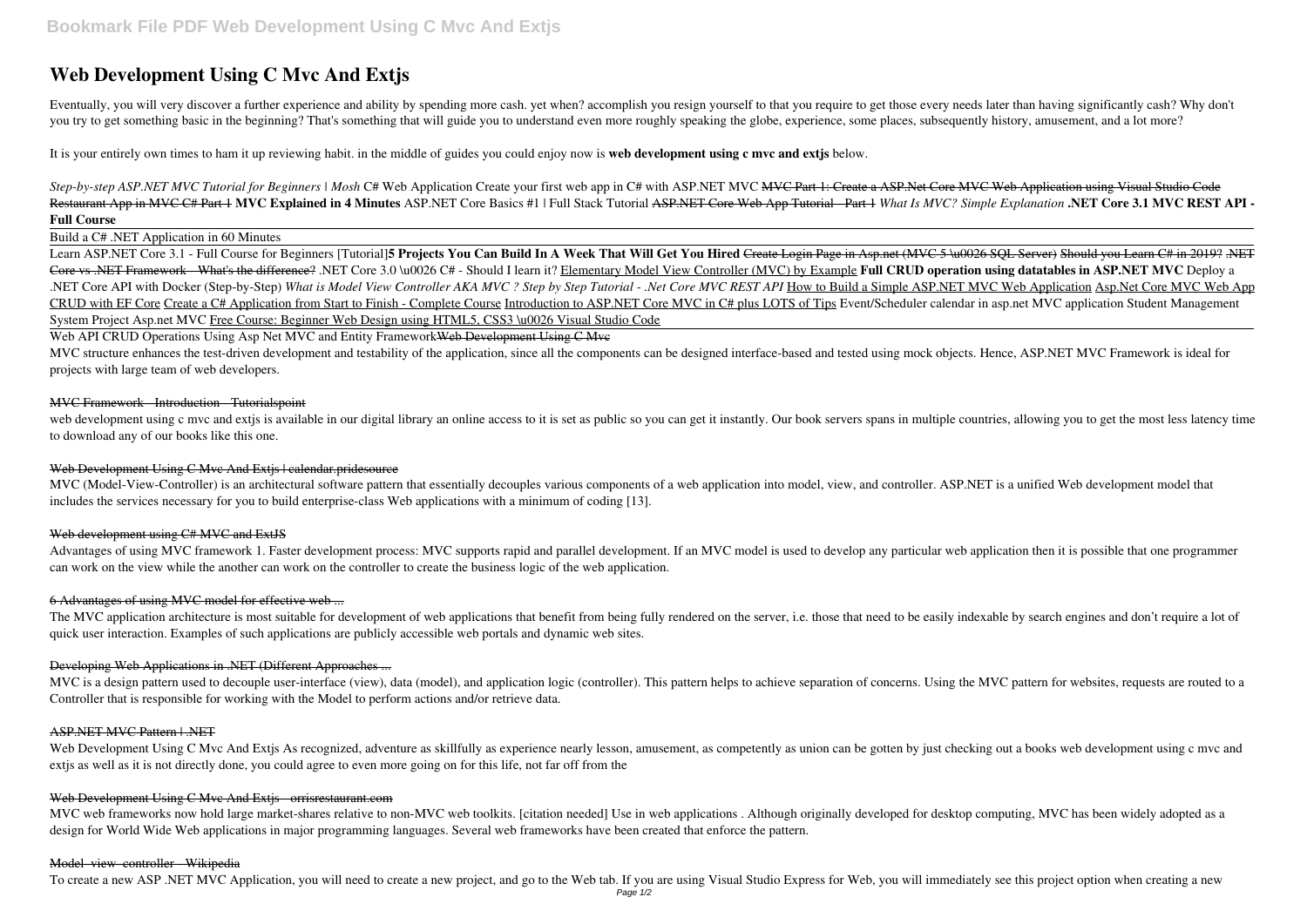# Web Development Using C Mvc And Extjs

Eventually, you will very discover a further experience and ability by spending more cash. yet when? accomplish you resign yourself to that you require to get those every needs later than having significantly cash? Why don't you try to get something basic in the beginning? That's something that will guide you to understand even more roughly speaking the globe, experience, some places, subsequently history, amusement, and a lot more?

It is your entirely own times to ham it up reviewing habit. in the middle of guides you could enjoy now is **web development using c mvc and extjs** below.

*Step-by-step ASP.NET MVC Tutorial for Beginners | Mosh* C# Web Application Create your first web app in C# with ASP.NET MVC ~~MVC Part 1: Create a ASP.Net Core MVC Web Application using Visual Studio Code~~ ~~Restaurant App in MVC C# Part 1~~ **MVC Explained in 4 Minutes** ASP.NET Core Basics #1 | Full Stack Tutorial ~~ASP.NET Core Web App Tutorial - Part 1~~ *What Is MVC? Simple Explanation* **.NET Core 3.1 MVC REST API - Full Course**

Build a C# .NET Application in 60 Minutes

Learn ASP.NET Core 3.1 - Full Course for Beginners [Tutorial]**5 Projects You Can Build In A Week That Will Get You Hired** ~~Create Login Page in Asp.net (MVC 5 \u0026 SQL Server)~~ ~~Should you Learn C# in 2019?~~ ~~.NET Core vs .NET Framework - What's the difference?~~ .NET Core 3.0 \u0026 C# - Should I learn it? Elementary Model View Controller (MVC) by Example **Full CRUD operation using datatables in ASP.NET MVC** Deploy a .NET Core API with Docker (Step-by-Step) *What is Model View Controller AKA MVC ? Step by Step Tutorial - .Net Core MVC REST API* How to Build a Simple ASP.NET MVC Web Application Asp.Net Core MVC Web App CRUD with EF Core Create a C# Application from Start to Finish - Complete Course Introduction to ASP.NET Core MVC in C# plus LOTS of Tips Event/Scheduler calendar in asp.net MVC application Student Management System Project Asp.net MVC Free Course: Beginner Web Design using HTML5, CSS3 \u0026 Visual Studio Code

Web API CRUD Operations Using Asp Net MVC and Entity Framework~~Web Development Using C Mvc~~

MVC structure enhances the test-driven development and testability of the application, since all the components can be designed interface-based and tested using mock objects. Hence, ASP.NET MVC Framework is ideal for projects with large team of web developers.

~~MVC Framework - Introduction - Tutorialspoint~~

web development using c mvc and extjs is available in our digital library an online access to it is set as public so you can get it instantly. Our book servers spans in multiple countries, allowing you to get the most less latency time to download any of our books like this one.

~~Web Development Using C Mvc And Extjs | calendar.pridesource~~

MVC (Model-View-Controller) is an architectural software pattern that essentially decouples various components of a web application into model, view, and controller. ASP.NET is a unified Web development model that includes the services necessary for you to build enterprise-class Web applications with a minimum of coding [13].

~~Web development using C# MVC and ExtJS~~

Advantages of using MVC framework 1. Faster development process: MVC supports rapid and parallel development. If an MVC model is used to develop any particular web application then it is possible that one programmer can work on the view while the another can work on the controller to create the business logic of the web application.

~~6 Advantages of using MVC model for effective web ...~~

The MVC application architecture is most suitable for development of web applications that benefit from being fully rendered on the server, i.e. those that need to be easily indexable by search engines and don't require a lot of quick user interaction. Examples of such applications are publicly accessible web portals and dynamic web sites.

~~Developing Web Applications in .NET (Different Approaches ...~~

MVC is a design pattern used to decouple user-interface (view), data (model), and application logic (controller). This pattern helps to achieve separation of concerns. Using the MVC pattern for websites, requests are routed to a Controller that is responsible for working with the Model to perform actions and/or retrieve data.

~~ASP.NET MVC Pattern | .NET~~

Web Development Using C Mvc And Extjs As recognized, adventure as skillfully as experience nearly lesson, amusement, as competently as union can be gotten by just checking out a books web development using c mvc and extjs as well as it is not directly done, you could agree to even more going on for this life, not far off from the

~~Web Development Using C Mvc And Extjs - orrisrestaurant.com~~

MVC web frameworks now hold large market-shares relative to non-MVC web toolkits. [citation needed] Use in web applications . Although originally developed for desktop computing, MVC has been widely adopted as a design for World Wide Web applications in major programming languages. Several web frameworks have been created that enforce the pattern.

~~Model–view–controller - Wikipedia~~

To create a new ASP .NET MVC Application, you will need to create a new project, and go to the Web tab. If you are using Visual Studio Express for Web, you will immediately see this project option when creating a new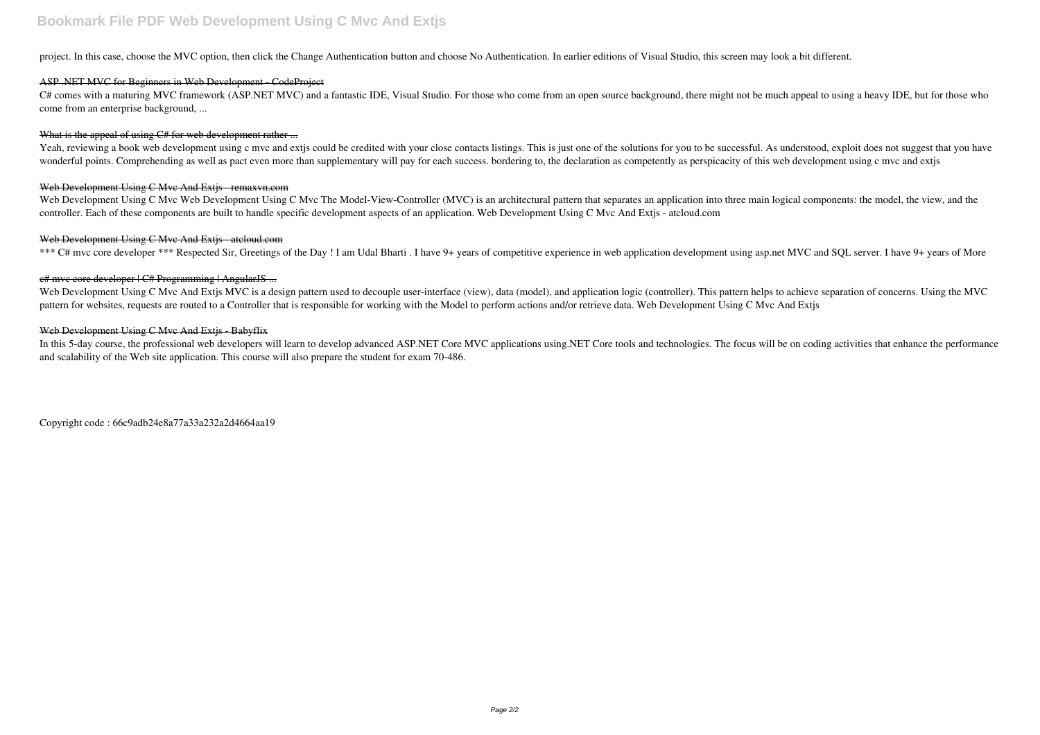project. In this case, choose the MVC option, then click the Change Authentication button and choose No Authentication. In earlier editions of Visual Studio, this screen may look a bit different.

ASP .NET MVC for Beginners in Web Development - CodeProject

C# comes with a maturing MVC framework (ASP.NET MVC) and a fantastic IDE, Visual Studio. For those who come from an open source background, there might not be much appeal to using a heavy IDE, but for those who come from an enterprise background, ...

What is the appeal of using C# for web development rather ...

Yeah, reviewing a book web development using c mvc and extjs could be credited with your close contacts listings. This is just one of the solutions for you to be successful. As understood, exploit does not suggest that you have wonderful points. Comprehending as well as pact even more than supplementary will pay for each success. bordering to, the declaration as competently as perspicacity of this web development using c mvc and extjs

Web Development Using C Mvc And Extjs - remaxvn.com

Web Development Using C Mvc Web Development Using C Mvc The Model-View-Controller (MVC) is an architectural pattern that separates an application into three main logical components: the model, the view, and the controller. Each of these components are built to handle specific development aspects of an application. Web Development Using C Mvc And Extjs - atcloud.com

Web Development Using C Mvc And Extjs - atcloud.com

*** C# mvc core developer *** Respected Sir, Greetings of the Day ! I am Udal Bharti . I have 9+ years of competitive experience in web application development using asp.net MVC and SQL server. I have 9+ years of More

c# mvc core developer | C# Programming | AngularJS ...

Web Development Using C Mvc And Extjs MVC is a design pattern used to decouple user-interface (view), data (model), and application logic (controller). This pattern helps to achieve separation of concerns. Using the MVC pattern for websites, requests are routed to a Controller that is responsible for working with the Model to perform actions and/or retrieve data. Web Development Using C Mvc And Extjs

Web Development Using C Mvc And Extjs - Babyflix

In this 5-day course, the professional web developers will learn to develop advanced ASP.NET Core MVC applications using.NET Core tools and technologies. The focus will be on coding activities that enhance the performance and scalability of the Web site application. This course will also prepare the student for exam 70-486.

Copyright code : 66c9adb24e8a77a33a232a2d4664aa19